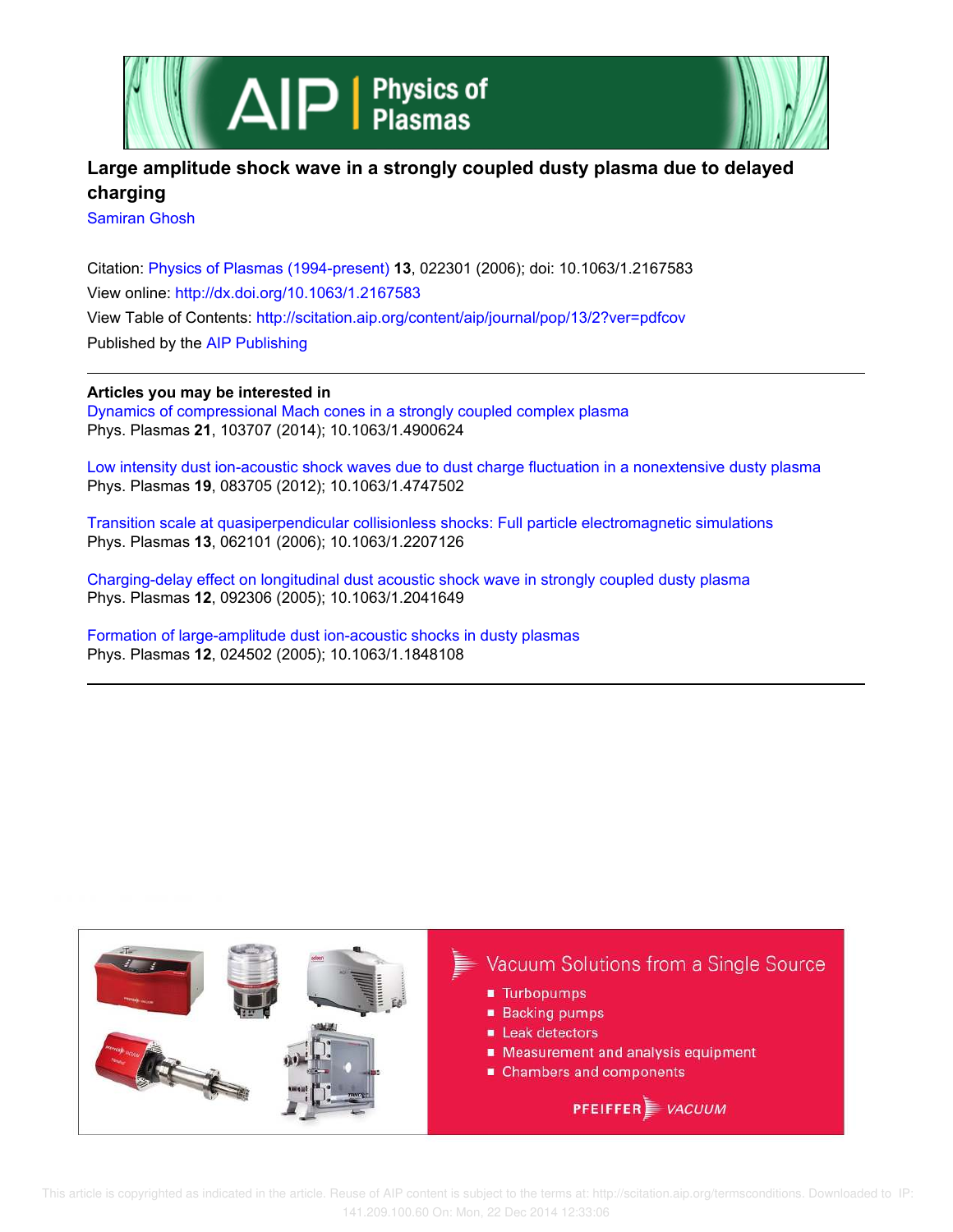# Large amplitude shock wave in a strongly coupled dusty plasma due to delayed charging

Samiran Ghosh

Citation: Physics of Plasmas (1994-present) **13**, 022301 (2006); doi: 10.1063/1.2167583

View online: http://dx.doi.org/10.1063/1.2167583

View Table of Contents: http://scitation.aip.org/content/aip/journal/pop/13/2?ver=pdfcov

Published by the AIP Publishing

**Articles you may be interested in**

Dynamics of compressional Mach cones in a strongly coupled complex plasma
Phys. Plasmas **21**, 103707 (2014); 10.1063/1.4900624

Low intensity dust ion-acoustic shock waves due to dust charge fluctuation in a nonextensive dusty plasma
Phys. Plasmas **19**, 083705 (2012); 10.1063/1.4747502

Transition scale at quasiperpendicular collisionless shocks: Full particle electromagnetic simulations
Phys. Plasmas **13**, 062101 (2006); 10.1063/1.2207126

Charging-delay effect on longitudinal dust acoustic shock wave in strongly coupled dusty plasma
Phys. Plasmas **12**, 092306 (2005); 10.1063/1.2041649

Formation of large-amplitude dust ion-acoustic shocks in dusty plasmas
Phys. Plasmas **12**, 024502 (2005); 10.1063/1.1848108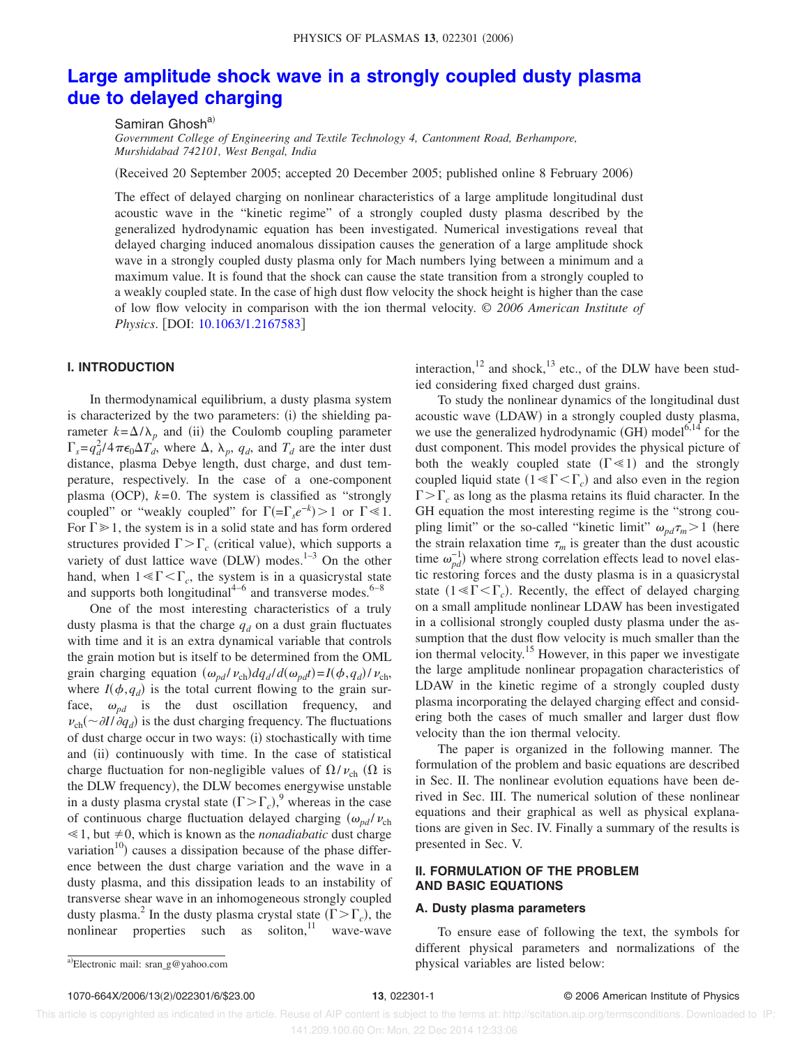# Large amplitude shock wave in a strongly coupled dusty plasma due to delayed charging

Samiran Ghosh[a)]

*Government College of Engineering and Textile Technology 4, Cantonment Road, Berhampore, Murshidabad 742101, West Bengal, India*

(Received 20 September 2005; accepted 20 December 2005; published online 8 February 2006)

The effect of delayed charging on nonlinear characteristics of a large amplitude longitudinal dust acoustic wave in the "kinetic regime" of a strongly coupled dusty plasma described by the generalized hydrodynamic equation has been investigated. Numerical investigations reveal that delayed charging induced anomalous dissipation causes the generation of a large amplitude shock wave in a strongly coupled dusty plasma only for Mach numbers lying between a minimum and a maximum value. It is found that the shock can cause the state transition from a strongly coupled to a weakly coupled state. In the case of high dust flow velocity the shock height is higher than the case of low flow velocity in comparison with the ion thermal velocity. © *2006 American Institute of Physics*. [DOI: 10.1063/1.2167583]

## I. INTRODUCTION

In thermodynamical equilibrium, a dusty plasma system is characterized by the two parameters: (i) the shielding parameter $k=\Delta/\lambda_p$ and (ii) the Coulomb coupling parameter $\Gamma_s=q_d^2/4\pi\epsilon_0\Delta T_d$, where $\Delta$, $\lambda_p$, $q_d$, and $T_d$ are the inter dust distance, plasma Debye length, dust charge, and dust temperature, respectively. In the case of a one-component plasma (OCP), $k=0$. The system is classified as "strongly coupled" or "weakly coupled" for $\Gamma(=\Gamma_s e^{-k})>1$ or $\Gamma \ll 1$. For $\Gamma \gg 1$, the system is in a solid state and has form ordered structures provided $\Gamma>\Gamma_c$ (critical value), which supports a variety of dust lattice wave (DLW) modes.[1–3] On the other hand, when $1 \ll \Gamma < \Gamma_c$, the system is in a quasicrystal state and supports both longitudinal[4–6] and transverse modes.[6–8]

One of the most interesting characteristics of a truly dusty plasma is that the charge $q_d$ on a dust grain fluctuates with time and it is an extra dynamical variable that controls the grain motion but is itself to be determined from the OML grain charging equation $(\omega_{pd}/\nu_{ch})dq_d/d(\omega_{pd}t)=I(\phi,q_d)/\nu_{ch}$, where $I(\phi,q_d)$ is the total current flowing to the grain surface, $\omega_{pd}$ is the dust oscillation frequency, and $\nu_{ch}(\sim \partial I/\partial q_d)$ is the dust charging frequency. The fluctuations of dust charge occur in two ways: (i) stochastically with time and (ii) continuously with time. In the case of statistical charge fluctuation for non-negligible values of $\Omega/\nu_{ch}$ ($\Omega$ is the DLW frequency), the DLW becomes energywise unstable in a dusty plasma crystal state $(\Gamma>\Gamma_c)$,[9] whereas in the case of continuous charge fluctuation delayed charging $(\omega_{pd}/\nu_{ch} \ll 1$, but $\neq 0$, which is known as the *nonadiabatic* dust charge variation[10]) causes a dissipation because of the phase difference between the dust charge variation and the wave in a dusty plasma, and this dissipation leads to an instability of transverse shear wave in an inhomogeneous strongly coupled dusty plasma.[2] In the dusty plasma crystal state $(\Gamma>\Gamma_c)$, the nonlinear properties such as soliton,[11] wave-wave interaction,[12] and shock,[13] etc., of the DLW have been studied considering fixed charged dust grains.

To study the nonlinear dynamics of the longitudinal dust acoustic wave (LDAW) in a strongly coupled dusty plasma, we use the generalized hydrodynamic (GH) model[6,14] for the dust component. This model provides the physical picture of both the weakly coupled state $(\Gamma \ll 1)$ and the strongly coupled liquid state $(1 \ll \Gamma < \Gamma_c)$ and also even in the region $\Gamma>\Gamma_c$ as long as the plasma retains its fluid character. In the GH equation the most interesting regime is the "strong coupling limit" or the so-called "kinetic limit" $\omega_{pd}\tau_m>1$ (here the strain relaxation time $\tau_m$ is greater than the dust acoustic time $\omega_{pd}^{-1}$) where strong correlation effects lead to novel elastic restoring forces and the dusty plasma is in a quasicrystal state $(1 \ll \Gamma < \Gamma_c)$. Recently, the effect of delayed charging on a small amplitude nonlinear LDAW has been investigated in a collisional strongly coupled dusty plasma under the assumption that the dust flow velocity is much smaller than the ion thermal velocity.[15] However, in this paper we investigate the large amplitude nonlinear propagation characteristics of LDAW in the kinetic regime of a strongly coupled dusty plasma incorporating the delayed charging effect and considering both the cases of much smaller and larger dust flow velocity than the ion thermal velocity.

The paper is organized in the following manner. The formulation of the problem and basic equations are described in Sec. II. The nonlinear evolution equations have been derived in Sec. III. The numerical solution of these nonlinear equations and their graphical as well as physical explanations are given in Sec. IV. Finally a summary of the results is presented in Sec. V.

## II. FORMULATION OF THE PROBLEM AND BASIC EQUATIONS

### A. Dusty plasma parameters

To ensure ease of following the text, the symbols for different physical parameters and normalizations of the physical variables are listed below:

[a)]Electronic mail: sran_g@yahoo.com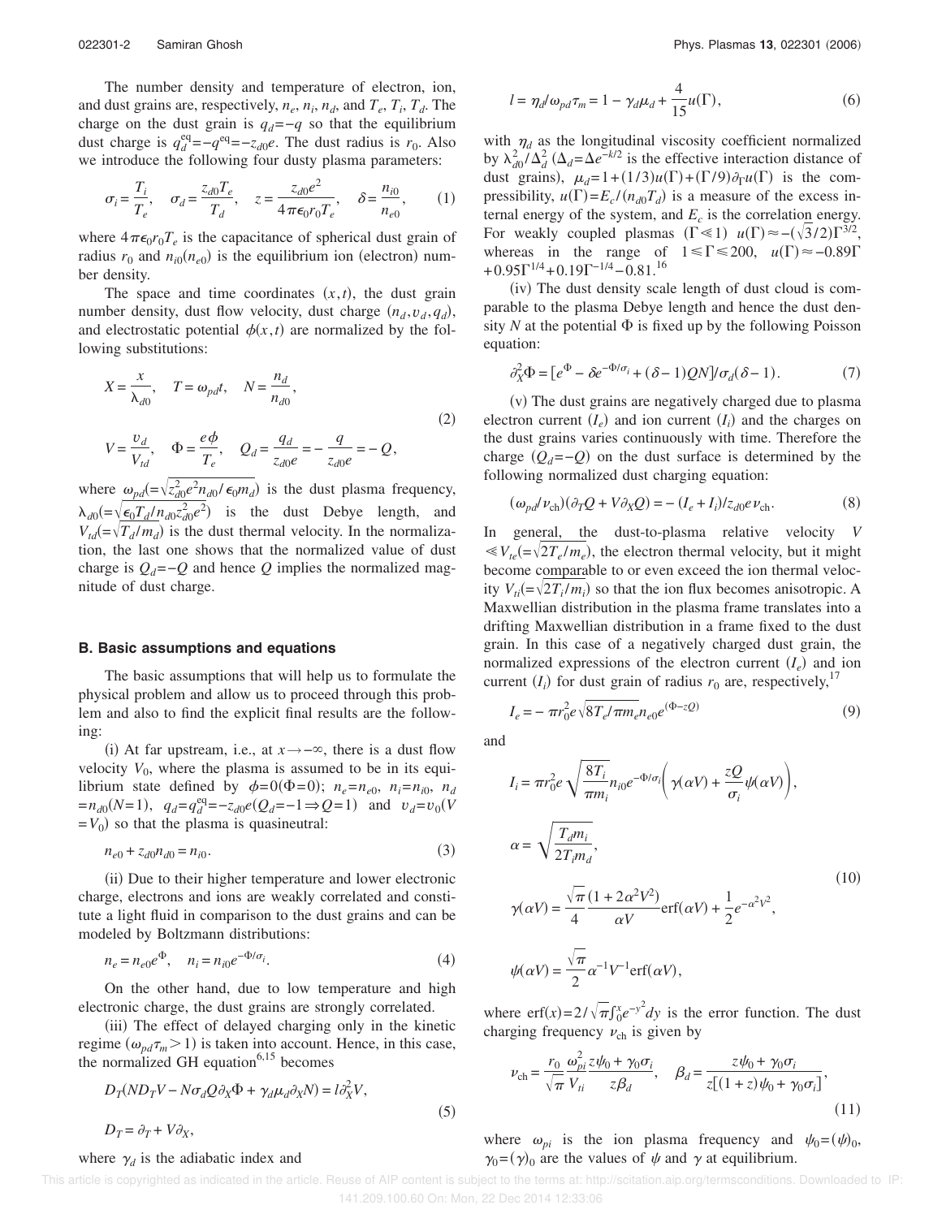The number density and temperature of electron, ion, and dust grains are, respectively, $n_e$, $n_i$, $n_d$, and $T_e$, $T_i$, $T_d$. The charge on the dust grain is $q_d = -q$ so that the equilibrium dust charge is $q_d^{\mathrm{eq}} = -q^{\mathrm{eq}} = -z_{d0}e$. The dust radius is $r_0$. Also we introduce the following four dusty plasma parameters:

$$\sigma_i = \frac{T_i}{T_e}, \quad \sigma_d = \frac{z_{d0}T_e}{T_d}, \quad z = \frac{z_{d0}e^2}{4\pi\epsilon_0 r_0 T_e}, \quad \delta = \frac{n_{i0}}{n_{e0}}, \tag{1}$$

where $4\pi\epsilon_0 r_0 T_e$ is the capacitance of spherical dust grain of radius $r_0$ and $n_{i0}(n_{e0})$ is the equilibrium ion (electron) number density.

The space and time coordinates $(x,t)$, the dust grain number density, dust flow velocity, dust charge $(n_d, v_d, q_d)$, and electrostatic potential $\phi(x,t)$ are normalized by the following substitutions:

$$X = \frac{x}{\lambda_{d0}}, \quad T = \omega_{pd} t, \quad N = \frac{n_d}{n_{d0}},$$
$$V = \frac{v_d}{V_{td}}, \quad \Phi = \frac{e\phi}{T_e}, \quad Q_d = \frac{q_d}{z_{d0}e} = -\frac{q}{z_{d0}e} = -Q, \tag{2}$$

where $\omega_{pd}(=\sqrt{z_{d0}^2 e^2 n_{d0}/\epsilon_0 m_d})$ is the dust plasma frequency, $\lambda_{d0}(=\sqrt{\epsilon_0 T_d/n_{d0}z_{d0}^2 e^2})$ is the dust Debye length, and $V_{td}(=\sqrt{T_d/m_d})$ is the dust thermal velocity. In the normalization, the last one shows that the normalized value of dust charge is $Q_d = -Q$ and hence $Q$ implies the normalized magnitude of dust charge.

## B. Basic assumptions and equations

The basic assumptions that will help us to formulate the physical problem and allow us to proceed through this problem and also to find the explicit final results are the following:

(i) At far upstream, i.e., at $x \to -\infty$, there is a dust flow velocity $V_0$, where the plasma is assumed to be in its equilibrium state defined by $\phi = 0 (\Phi = 0)$; $n_e = n_{e0}$, $n_i = n_{i0}$, $n_d = n_{d0}(N=1)$, $q_d = q_d^{\mathrm{eq}} = -z_{d0}e(Q_d = -1 \Rightarrow Q = 1)$ and $v_d = v_0(V = V_0)$ so that the plasma is quasineutral:

$$n_{e0} + z_{d0}n_{d0} = n_{i0}. \tag{3}$$

(ii) Due to their higher temperature and lower electronic charge, electrons and ions are weakly correlated and constitute a light fluid in comparison to the dust grains and can be modeled by Boltzmann distributions:

$$n_e = n_{e0}e^{\Phi}, \quad n_i = n_{i0}e^{-\Phi/\sigma_i}. \tag{4}$$

On the other hand, due to low temperature and high electronic charge, the dust grains are strongly correlated.

(iii) The effect of delayed charging only in the kinetic regime $(\omega_{pd}\tau_m > 1)$ is taken into account. Hence, in this case, the normalized GH equation[6,15] becomes

$$D_T(ND_T V - N\sigma_d Q \partial_X \Phi + \gamma_d \mu_d \partial_X N) = l\partial_X^2 V,$$
$$D_T = \partial_T + V\partial_X, \tag{5}$$

where $\gamma_d$ is the adiabatic index and

$$l = \eta_d/\omega_{pd}\tau_m = 1 - \gamma_d \mu_d + \frac{4}{15}u(\Gamma), \tag{6}$$

with $\eta_d$ as the longitudinal viscosity coefficient normalized by $\lambda_{d0}^2/\Delta_d^2$ $(\Delta_d = \Delta e^{-k/2}$ is the effective interaction distance of dust grains), $\mu_d = 1 + (1/3)u(\Gamma) + (\Gamma/9)\partial_\Gamma u(\Gamma)$ is the compressibility, $u(\Gamma) = E_c/(n_{d0}T_d)$ is a measure of the excess internal energy of the system, and $E_c$ is the correlation energy. For weakly coupled plasmas $(\Gamma \ll 1)$ $u(\Gamma) \approx -(\sqrt{3}/2)\Gamma^{3/2}$, whereas in the range of $1 \leqslant \Gamma \leqslant 200$, $u(\Gamma) \approx -0.89\Gamma + 0.95\Gamma^{1/4} + 0.19\Gamma^{-1/4} - 0.81$.[16]

(iv) The dust density scale length of dust cloud is comparable to the plasma Debye length and hence the dust density $N$ at the potential $\Phi$ is fixed up by the following Poisson equation:

$$\partial_X^2 \Phi = [e^{\Phi} - \delta e^{-\Phi/\sigma_i} + (\delta - 1)QN]/\sigma_d(\delta - 1). \tag{7}$$

(v) The dust grains are negatively charged due to plasma electron current $(I_e)$ and ion current $(I_i)$ and the charges on the dust grains varies continuously with time. Therefore the charge $(Q_d = -Q)$ on the dust surface is determined by the following normalized dust charging equation:

$$(\omega_{pd}/\nu_{\mathrm{ch}})(\partial_T Q + V\partial_X Q) = -(I_e + I_i)/z_{d0}e\nu_{\mathrm{ch}}. \tag{8}$$

In general, the dust-to-plasma relative velocity $V \ll V_{te}(=\sqrt{2T_e/m_e})$, the electron thermal velocity, but it might become comparable to or even exceed the ion thermal velocity $V_{ti}(=\sqrt{2T_i/m_i})$ so that the ion flux becomes anisotropic. A Maxwellian distribution in the plasma frame translates into a drifting Maxwellian distribution in a frame fixed to the dust grain. In this case of a negatively charged dust grain, the normalized expressions of the electron current $(I_e)$ and ion current $(I_i)$ for dust grain of radius $r_0$ are, respectively,[17]

$$I_e = -\pi r_0^2 e\sqrt{8T_e/\pi m_e}\, n_{e0}e^{(\Phi - zQ)} \tag{9}$$

and

$$I_i = \pi r_0^2 e\sqrt{\frac{8T_i}{\pi m_i}}\, n_{i0}e^{-\Phi/\sigma_i}\left(\gamma(\alpha V) + \frac{zQ}{\sigma_i}\psi(\alpha V)\right),$$
$$\alpha = \sqrt{\frac{T_d m_i}{2T_i m_d}},$$
$$\gamma(\alpha V) = \frac{\sqrt{\pi}}{4}\frac{(1 + 2\alpha^2 V^2)}{\alpha V}\mathrm{erf}(\alpha V) + \frac{1}{2}e^{-\alpha^2 V^2},$$
$$\psi(\alpha V) = \frac{\sqrt{\pi}}{2}\alpha^{-1}V^{-1}\mathrm{erf}(\alpha V), \tag{10}$$

where $\mathrm{erf}(x) = 2/\sqrt{\pi}\int_0^x e^{-y^2}dy$ is the error function. The dust charging frequency $\nu_{\mathrm{ch}}$ is given by

$$\nu_{\mathrm{ch}} = \frac{r_0}{\sqrt{\pi}}\frac{\omega_{pi}^2}{V_{ti}}\frac{z\psi_0 + \gamma_0\sigma_i}{z\beta_d}, \quad \beta_d = \frac{z\psi_0 + \gamma_0\sigma_i}{z[(1+z)\psi_0 + \gamma_0\sigma_i]}, \tag{11}$$

where $\omega_{pi}$ is the ion plasma frequency and $\psi_0 = (\psi)_0$, $\gamma_0 = (\gamma)_0$ are the values of $\psi$ and $\gamma$ at equilibrium.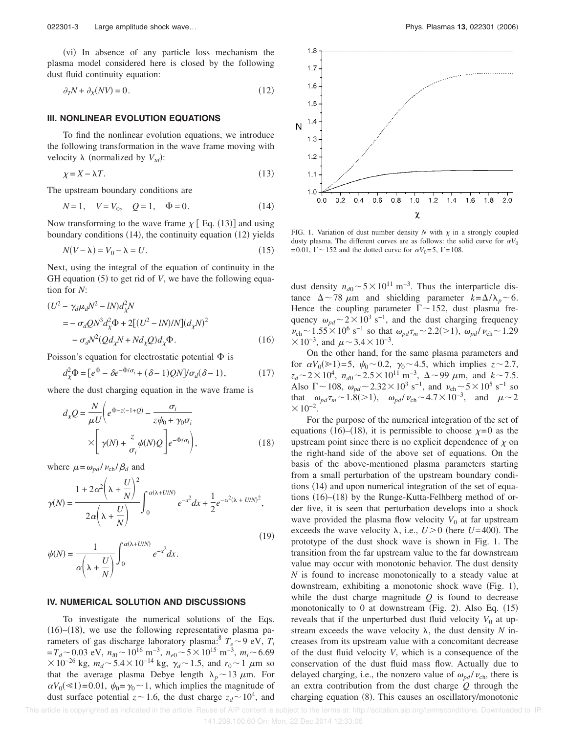(vi) In absence of any particle loss mechanism the plasma model considered here is closed by the following dust fluid continuity equation:

$$\partial_T N + \partial_X(NV) = 0. \tag{12}$$

## III. NONLINEAR EVOLUTION EQUATIONS

To find the nonlinear evolution equations, we introduce the following transformation in the wave frame moving with velocity $\lambda$ (normalized by $V_{td}$):

$$\chi = X - \lambda T. \tag{13}$$

The upstream boundary conditions are

$$N = 1, \quad V = V_0, \quad Q = 1, \quad \Phi = 0. \tag{14}$$

Now transforming to the wave frame $\chi$ [Eq. (13)] and using boundary conditions (14), the continuity equation (12) yields

$$N(V - \lambda) = V_0 - \lambda = U. \tag{15}$$

Next, using the integral of the equation of continuity in the GH equation (5) to get rid of $V$, we have the following equation for $N$:

$$\begin{aligned}(U^2 - \gamma_d \mu_d N^2 - lN) d_\chi^2 N &= -\sigma_d Q N^3 d_\chi^2 \Phi + 2[(U^2 - lN)/N](d_\chi N)^2 \\ &\quad - \sigma_d N^2 (Q d_\chi N + N d_\chi Q) d_\chi \Phi. \end{aligned} \tag{16}$$

Poisson's equation for electrostatic potential $\Phi$ is

$$d_\chi^2 \Phi = [e^{\Phi} - \delta e^{-\Phi/\sigma_i} + (\delta - 1) Q N]/\sigma_d(\delta - 1), \tag{17}$$

where the dust charging equation in the wave frame is

$$d_\chi Q = \frac{N}{\mu U}\left( e^{\Phi - z(-1+Q)} - \frac{\sigma_i}{z\psi_0 + \gamma_0 \sigma_i} \times \left[ \gamma(N) + \frac{z}{\sigma_i}\psi(N) Q \right] e^{-\Phi/\sigma_i} \right), \tag{18}$$

where $\mu = \omega_{pd}/\nu_{\mathrm{ch}}/\beta_d$ and

$$\gamma(N) = \frac{1 + 2\alpha^2\left(\lambda + \frac{U}{N}\right)^2}{2\alpha\left(\lambda + \frac{U}{N}\right)} \int_0^{\alpha(\lambda + U/N)} e^{-x^2} dx + \frac{1}{2} e^{-\alpha^2(\lambda + U/N)^2},$$

$$\psi(N) = \frac{1}{\alpha\left(\lambda + \frac{U}{N}\right)} \int_0^{\alpha(\lambda + U/N)} e^{-x^2} dx. \tag{19}$$

## IV. NUMERICAL SOLUTION AND DISCUSSIONS

To investigate the numerical solutions of the Eqs. (16)–(18), we use the following representative plasma parameters of gas discharge laboratory plasma:[8] $T_e \sim 9$ eV, $T_i = T_d \sim 0.03$ eV, $n_{i0} \sim 10^{16}$ m$^{-3}$, $n_{e0} \sim 5 \times 10^{15}$ m$^{-3}$, $m_i \sim 6.69 \times 10^{-26}$ kg, $m_d \sim 5.4 \times 10^{-14}$ kg, $\gamma_d \sim 1.5$, and $r_0 \sim 1$ $\mu$m so that the average plasma Debye length $\lambda_p \sim 13$ $\mu$m. For $\alpha V_0 (\ll 1) = 0.01$, $\psi_0 = \gamma_0 \sim 1$, which implies the magnitude of dust surface potential $z \sim 1.6$, the dust charge $z_d \sim 10^4$, and dust density $n_{d0} \sim 5 \times 10^{11}$ m$^{-3}$. Thus the interparticle distance $\Delta \sim 78$ $\mu$m and shielding parameter $k = \Delta/\lambda_p \sim 6$. Hence the coupling parameter $\Gamma \sim 152$, dust plasma frequency $\omega_{pd} \sim 2 \times 10^3$ s$^{-1}$, and the dust charging frequency $\nu_{\mathrm{ch}} \sim 1.55 \times 10^6$ s$^{-1}$ so that $\omega_{pd}\tau_m \sim 2.2 (>1)$, $\omega_{pd}/\nu_{\mathrm{ch}} \sim 1.29 \times 10^{-3}$, and $\mu \sim 3.4 \times 10^{-3}$.

On the other hand, for the same plasma parameters and for $\alpha V_0 (\gg 1) = 5$, $\psi_0 \sim 0.2$, $\gamma_0 \sim 4.5$, which implies $z \sim 2.7$, $z_d \sim 2 \times 10^4$, $n_{d0} \sim 2.5 \times 10^{11}$ m$^{-3}$, $\Delta \sim 99$ $\mu$m, and $k \sim 7.5$. Also $\Gamma \sim 108$, $\omega_{pd} \sim 2.32 \times 10^3$ s$^{-1}$, and $\nu_{\mathrm{ch}} \sim 5 \times 10^5$ s$^{-1}$ so that $\omega_{pd}\tau_m \sim 1.8 (>1)$, $\omega_{pd}/\nu_{\mathrm{ch}} \sim 4.7 \times 10^{-3}$, and $\mu \sim 2 \times 10^{-2}$.

For the purpose of the numerical integration of the set of equations (16)–(18), it is permissible to choose $\chi = 0$ as the upstream point since there is no explicit dependence of $\chi$ on the right-hand side of the above set of equations. On the basis of the above-mentioned plasma parameters starting from a small perturbation of the upstream boundary conditions (14) and upon numerical integration of the set of equations (16)–(18) by the Runge-Kutta-Felhberg method of order five, it is seen that perturbation develops into a shock wave provided the plasma flow velocity $V_0$ at far upstream exceeds the wave velocity $\lambda$, i.e., $U > 0$ (here $U = 400$). The prototype of the dust shock wave is shown in Fig. 1. The transition from the far upstream value to the far downstream value may occur with monotonic behavior. The dust density $N$ is found to increase monotonically to a steady value at downstream, exhibiting a monotonic shock wave (Fig. 1), while the dust charge magnitude $Q$ is found to decrease monotonically to 0 at downstream (Fig. 2). Also Eq. (15) reveals that if the unperturbed dust fluid velocity $V_0$ at upstream exceeds the wave velocity $\lambda$, the dust density $N$ increases from its upstream value with a concomitant decrease of the dust fluid velocity $V$, which is a consequence of the conservation of the dust fluid mass flow. Actually due to delayed charging, i.e., the nonzero value of $\omega_{pd}/\nu_{\mathrm{ch}}$, there is an extra contribution from the dust charge $Q$ through the charging equation (8). This causes an oscillatory/monotonic

FIG. 1. Variation of dust number density $N$ with $\chi$ in a strongly coupled dusty plasma. The different curves are as follows: the solid curve for $\alpha V_0 = 0.01$, $\Gamma \sim 152$ and the dotted curve for $\alpha V_0 = 5$, $\Gamma = 108$.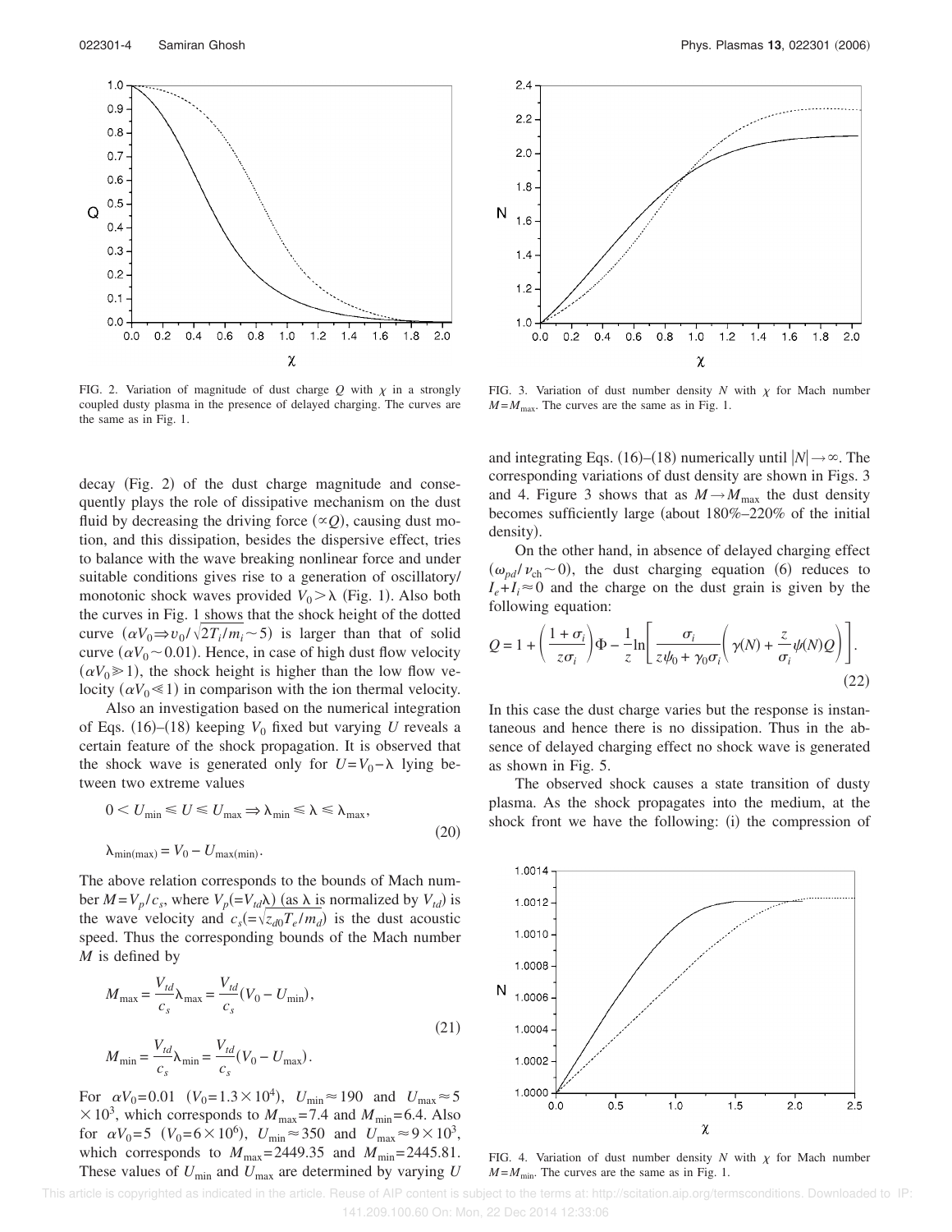FIG. 2. Variation of magnitude of dust charge $Q$ with $\chi$ in a strongly coupled dusty plasma in the presence of delayed charging. The curves are the same as in Fig. 1.

FIG. 3. Variation of dust number density $N$ with $\chi$ for Mach number $M=M_{\max}$. The curves are the same as in Fig. 1.

decay (Fig. 2) of the dust charge magnitude and consequently plays the role of dissipative mechanism on the dust fluid by decreasing the driving force ($\propto Q$), causing dust motion, and this dissipation, besides the dispersive effect, tries to balance with the wave breaking nonlinear force and under suitable conditions gives rise to a generation of oscillatory/monotonic shock waves provided $V_0 > \lambda$ (Fig. 1). Also both the curves in Fig. 1 shows that the shock height of the dotted curve ($\alpha V_0 \Rightarrow v_0/\sqrt{2T_i/m_i} \sim 5$) is larger than that of solid curve ($\alpha V_0 \sim 0.01$). Hence, in case of high dust flow velocity ($\alpha V_0 \gg 1$), the shock height is higher than the low flow velocity ($\alpha V_0 \ll 1$) in comparison with the ion thermal velocity.

Also an investigation based on the numerical integration of Eqs. (16)–(18) keeping $V_0$ fixed but varying $U$ reveals a certain feature of the shock propagation. It is observed that the shock wave is generated only for $U = V_0 - \lambda$ lying between two extreme values

$$0 < U_{\min} \leq U \leq U_{\max} \Rightarrow \lambda_{\min} \leq \lambda \leq \lambda_{\max},$$
$$\lambda_{\min(\max)} = V_0 - U_{\max(\min)}. \tag{20}$$

The above relation corresponds to the bounds of Mach number $M = V_p/c_s$, where $V_p (= V_{td}\lambda)$ (as $\lambda$ is normalized by $V_{td}$) is the wave velocity and $c_s (= \sqrt{z_{d0}T_e/m_d})$ is the dust acoustic speed. Thus the corresponding bounds of the Mach number $M$ is defined by

$$M_{\max} = \frac{V_{td}}{c_s}\lambda_{\max} = \frac{V_{td}}{c_s}(V_0 - U_{\min}),$$
$$M_{\min} = \frac{V_{td}}{c_s}\lambda_{\min} = \frac{V_{td}}{c_s}(V_0 - U_{\max}). \tag{21}$$

For $\alpha V_0 = 0.01$ ($V_0 = 1.3 \times 10^4$), $U_{\min} \approx 190$ and $U_{\max} \approx 5 \times 10^3$, which corresponds to $M_{\max} = 7.4$ and $M_{\min} = 6.4$. Also for $\alpha V_0 = 5$ ($V_0 = 6 \times 10^6$), $U_{\min} \approx 350$ and $U_{\max} \approx 9 \times 10^3$, which corresponds to $M_{\max} = 2449.35$ and $M_{\min} = 2445.81$. These values of $U_{\min}$ and $U_{\max}$ are determined by varying $U$ and integrating Eqs. (16)–(18) numerically until $|N| \to \infty$. The corresponding variations of dust density are shown in Figs. 3 and 4. Figure 3 shows that as $M \to M_{\max}$ the dust density becomes sufficiently large (about 180%–220% of the initial density).

On the other hand, in absence of delayed charging effect ($\omega_{pd}/\nu_{ch} \sim 0$), the dust charging equation (6) reduces to $I_e + I_i \approx 0$ and the charge on the dust grain is given by the following equation:

$$Q = 1 + \left(\frac{1+\sigma_i}{z\sigma_i}\right)\Phi - \frac{1}{z}\ln\left[\frac{\sigma_i}{z\psi_0 + \gamma_0\sigma_i}\left(\gamma(N) + \frac{z}{\sigma_i}\psi(N)Q\right)\right]. \tag{22}$$

In this case the dust charge varies but the response is instantaneous and hence there is no dissipation. Thus in the absence of delayed charging effect no shock wave is generated as shown in Fig. 5.

The observed shock causes a state transition of dusty plasma. As the shock propagates into the medium, at the shock front we have the following: (i) the compression of

FIG. 4. Variation of dust number density $N$ with $\chi$ for Mach number $M=M_{\min}$. The curves are the same as in Fig. 1.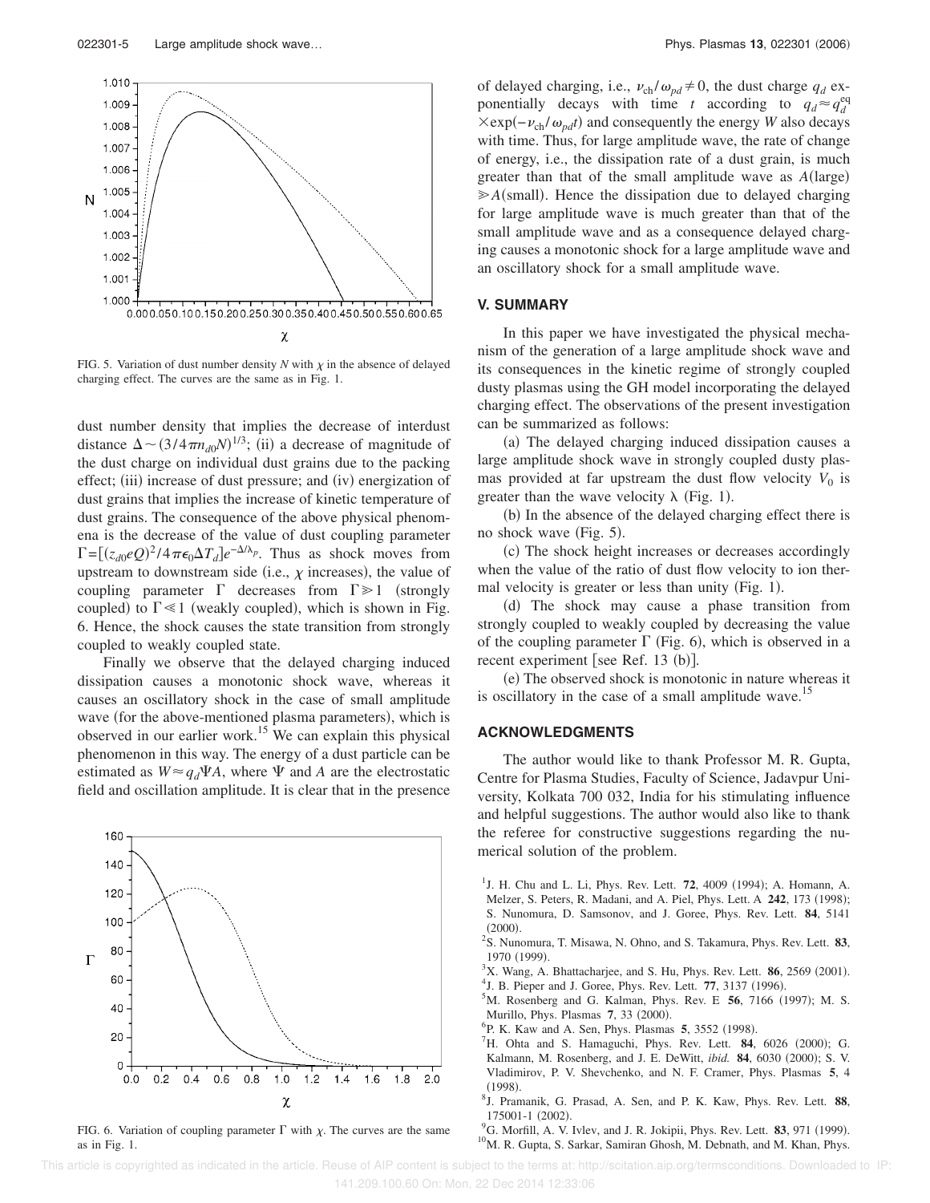FIG. 5. Variation of dust number density $N$ with $\chi$ in the absence of delayed charging effect. The curves are the same as in Fig. 1.

dust number density that implies the decrease of interdust distance $\Delta \sim (3/4\pi n_{d0}N)^{1/3}$; (ii) a decrease of magnitude of the dust charge on individual dust grains due to the packing effect; (iii) increase of dust pressure; and (iv) energization of dust grains that implies the increase of kinetic temperature of dust grains. The consequence of the above physical phenomena is the decrease of the value of dust coupling parameter $\Gamma = [(z_{d0}eQ)^2/4\pi\epsilon_0 \Delta T_d]e^{-\Delta/\lambda_p}$. Thus as shock moves from upstream to downstream side (i.e., $\chi$ increases), the value of coupling parameter $\Gamma$ decreases from $\Gamma \gg 1$ (strongly coupled) to $\Gamma \ll 1$ (weakly coupled), which is shown in Fig. 6. Hence, the shock causes the state transition from strongly coupled to weakly coupled state.

Finally we observe that the delayed charging induced dissipation causes a monotonic shock wave, whereas it causes an oscillatory shock in the case of small amplitude wave (for the above-mentioned plasma parameters), which is observed in our earlier work.[15] We can explain this physical phenomenon in this way. The energy of a dust particle can be estimated as $W \approx q_d \Psi A$, where $\Psi$ and $A$ are the electrostatic field and oscillation amplitude. It is clear that in the presence of delayed charging, i.e., $\nu_{ch}/\omega_{pd} \neq 0$, the dust charge $q_d$ exponentially decays with time $t$ according to $q_d \approx q_d^{eq} \times \exp(-\nu_{ch}/\omega_{pd} t)$ and consequently the energy $W$ also decays with time. Thus, for large amplitude wave, the rate of change of energy, i.e., the dissipation rate of a dust grain, is much greater than that of the small amplitude wave as $A(\text{large}) \gg A(\text{small})$. Hence the dissipation due to delayed charging for large amplitude wave is much greater than that of the small amplitude wave and as a consequence delayed charging causes a monotonic shock for a large amplitude wave and an oscillatory shock for a small amplitude wave.

FIG. 6. Variation of coupling parameter $\Gamma$ with $\chi$. The curves are the same as in Fig. 1.

## V. SUMMARY

In this paper we have investigated the physical mechanism of the generation of a large amplitude shock wave and its consequences in the kinetic regime of strongly coupled dusty plasmas using the GH model incorporating the delayed charging effect. The observations of the present investigation can be summarized as follows:

(a) The delayed charging induced dissipation causes a large amplitude shock wave in strongly coupled dusty plasmas provided at far upstream the dust flow velocity $V_0$ is greater than the wave velocity $\lambda$ (Fig. 1).

(b) In the absence of the delayed charging effect there is no shock wave (Fig. 5).

(c) The shock height increases or decreases accordingly when the value of the ratio of dust flow velocity to ion thermal velocity is greater or less than unity (Fig. 1).

(d) The shock may cause a phase transition from strongly coupled to weakly coupled by decreasing the value of the coupling parameter $\Gamma$ (Fig. 6), which is observed in a recent experiment [see Ref. 13 (b)].

(e) The observed shock is monotonic in nature whereas it is oscillatory in the case of a small amplitude wave.[15]

## ACKNOWLEDGMENTS

The author would like to thank Professor M. R. Gupta, Centre for Plasma Studies, Faculty of Science, Jadavpur University, Kolkata 700 032, India for his stimulating influence and helpful suggestions. The author would also like to thank the referee for constructive suggestions regarding the numerical solution of the problem.

[1] J. H. Chu and L. Li, Phys. Rev. Lett. **72**, 4009 (1994); A. Homann, A. Melzer, S. Peters, R. Madani, and A. Piel, Phys. Lett. A **242**, 173 (1998); S. Nunomura, D. Samsonov, and J. Goree, Phys. Rev. Lett. **84**, 5141 (2000).

[2] S. Nunomura, T. Misawa, N. Ohno, and S. Takamura, Phys. Rev. Lett. **83**, 1970 (1999).

[3] X. Wang, A. Bhattacharjee, and S. Hu, Phys. Rev. Lett. **86**, 2569 (2001).

[4] J. B. Pieper and J. Goree, Phys. Rev. Lett. **77**, 3137 (1996).

[5] M. Rosenberg and G. Kalman, Phys. Rev. E **56**, 7166 (1997); M. S. Murillo, Phys. Plasmas **7**, 33 (2000).

[6] P. K. Kaw and A. Sen, Phys. Plasmas **5**, 3552 (1998).

[7] H. Ohta and S. Hamaguchi, Phys. Rev. Lett. **84**, 6026 (2000); G. Kalmann, M. Rosenberg, and J. E. DeWitt, *ibid.* **84**, 6030 (2000); S. V. Vladimirov, P. V. Shevchenko, and N. F. Cramer, Phys. Plasmas **5**, 4 (1998).

[8] J. Pramanik, G. Prasad, A. Sen, and P. K. Kaw, Phys. Rev. Lett. **88**, 175001-1 (2002).

[9] G. Morfill, A. V. Ivlev, and J. R. Jokipii, Phys. Rev. Lett. **83**, 971 (1999).

[10] M. R. Gupta, S. Sarkar, Samiran Ghosh, M. Debnath, and M. Khan, Phys.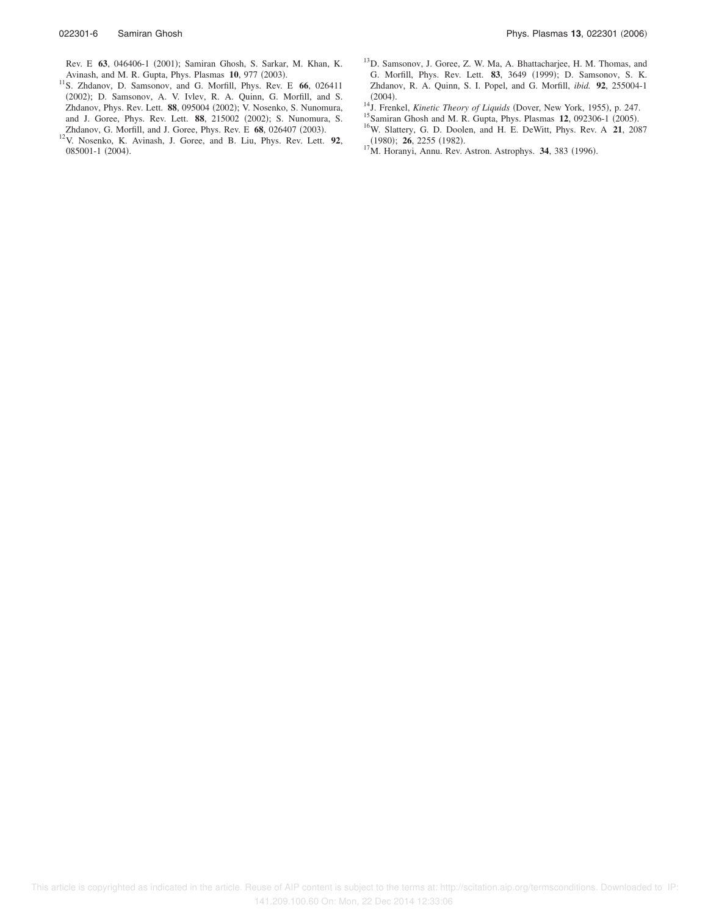Rev. E **63**, 046406-1 (2001); Samiran Ghosh, S. Sarkar, M. Khan, K. Avinash, and M. R. Gupta, Phys. Plasmas **10**, 977 (2003).

[11] S. Zhdanov, D. Samsonov, and G. Morfill, Phys. Rev. E **66**, 026411 (2002); D. Samsonov, A. V. Ivlev, R. A. Quinn, G. Morfill, and S. Zhdanov, Phys. Rev. Lett. **88**, 095004 (2002); V. Nosenko, S. Nunomura, and J. Goree, Phys. Rev. Lett. **88**, 215002 (2002); S. Nunomura, S. Zhdanov, G. Morfill, and J. Goree, Phys. Rev. E **68**, 026407 (2003).

[12] V. Nosenko, K. Avinash, J. Goree, and B. Liu, Phys. Rev. Lett. **92**, 085001-1 (2004).

[13] D. Samsonov, J. Goree, Z. W. Ma, A. Bhattacharjee, H. M. Thomas, and G. Morfill, Phys. Rev. Lett. **83**, 3649 (1999); D. Samsonov, S. K. Zhdanov, R. A. Quinn, S. I. Popel, and G. Morfill, *ibid.* **92**, 255004-1 (2004).

[14] J. Frenkel, *Kinetic Theory of Liquids* (Dover, New York, 1955), p. 247.

[15] Samiran Ghosh and M. R. Gupta, Phys. Plasmas **12**, 092306-1 (2005).

[16] W. Slattery, G. D. Doolen, and H. E. DeWitt, Phys. Rev. A **21**, 2087 (1980); **26**, 2255 (1982).

[17] M. Horanyi, Annu. Rev. Astron. Astrophys. **34**, 383 (1996).